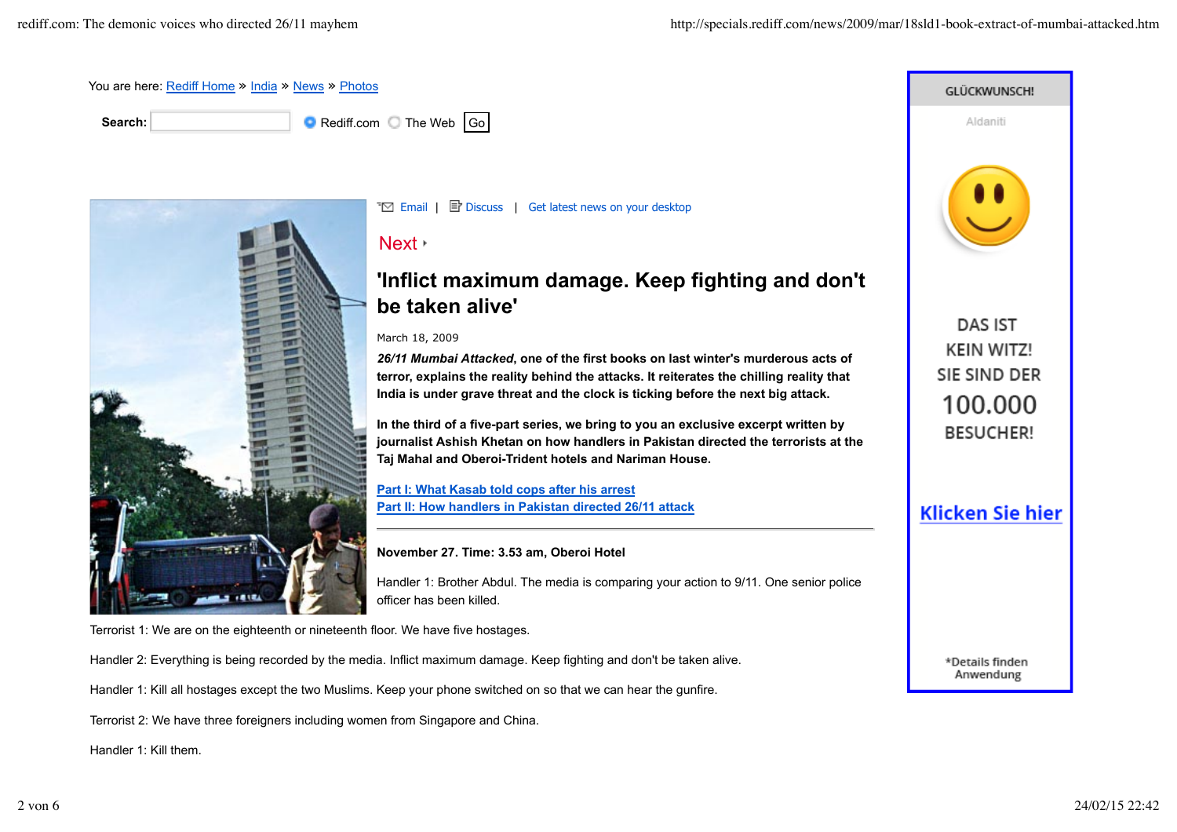You are here: Rediff Home » India » News » Photos

Search: Rediff.com The Web Go

Email | Discuss | Get latest news on your desktop

Next

# 'Inflict maximum damage. Keep fighting and don't be taken alive'

March 18, 2009

***26/11 Mumbai Attacked*, one of the first books on last winter's murderous acts of terror, explains the reality behind the attacks. It reiterates the chilling reality that India is under grave threat and the clock is ticking before the next big attack.**

**In the third of a five-part series, we bring to you an exclusive excerpt written by journalist Ashish Khetan on how handlers in Pakistan directed the terrorists at the Taj Mahal and Oberoi-Trident hotels and Nariman House.**

**Part I: What Kasab told cops after his arrest**
**Part II: How handlers in Pakistan directed 26/11 attack**

---

**November 27. Time: 3.53 am, Oberoi Hotel**

Handler 1: Brother Abdul. The media is comparing your action to 9/11. One senior police officer has been killed.

Terrorist 1: We are on the eighteenth or nineteenth floor. We have five hostages.

Handler 2: Everything is being recorded by the media. Inflict maximum damage. Keep fighting and don't be taken alive.

Handler 1: Kill all hostages except the two Muslims. Keep your phone switched on so that we can hear the gunfire.

Terrorist 2: We have three foreigners including women from Singapore and China.

Handler 1: Kill them.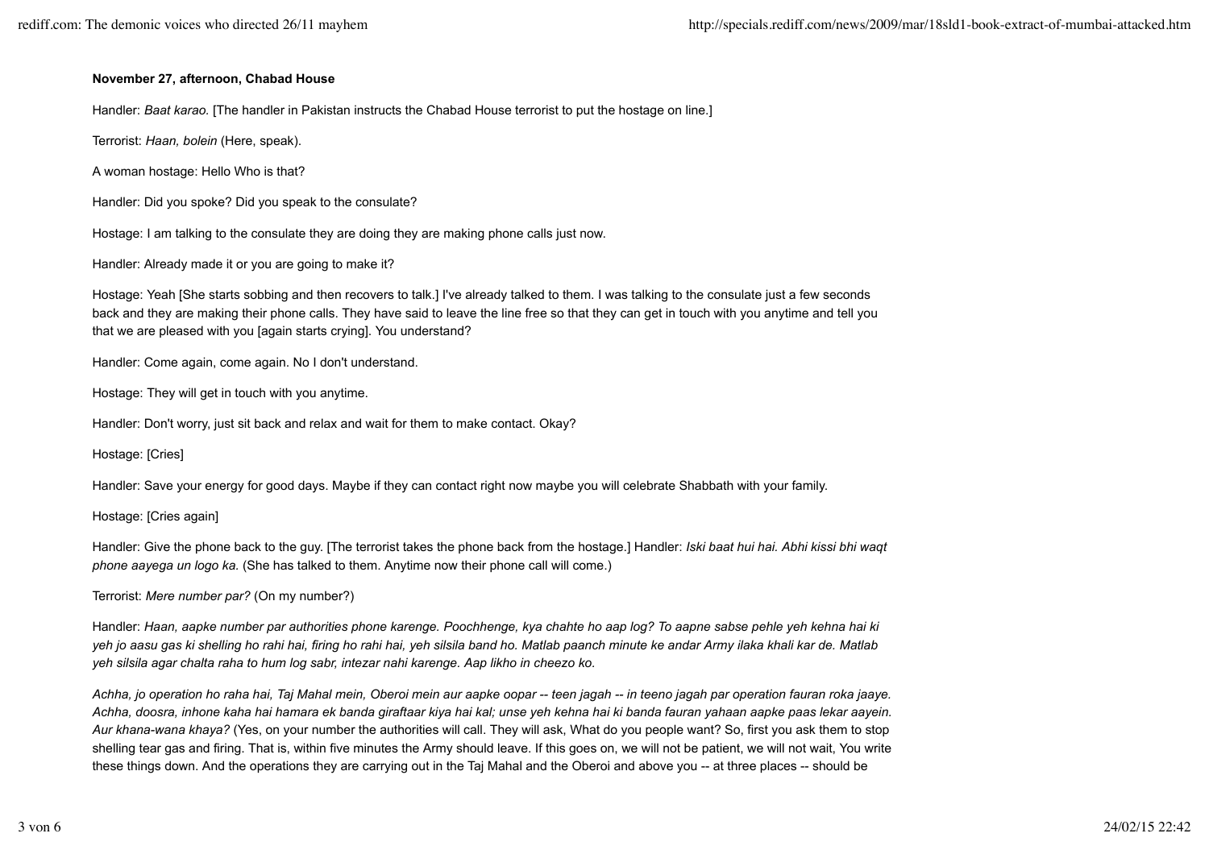**November 27, afternoon, Chabad House**

Handler: *Baat karao.* [The handler in Pakistan instructs the Chabad House terrorist to put the hostage on line.]

Terrorist: *Haan, bolein* (Here, speak).

A woman hostage: Hello Who is that?

Handler: Did you spoke? Did you speak to the consulate?

Hostage: I am talking to the consulate they are doing they are making phone calls just now.

Handler: Already made it or you are going to make it?

Hostage: Yeah [She starts sobbing and then recovers to talk.] I've already talked to them. I was talking to the consulate just a few seconds back and they are making their phone calls. They have said to leave the line free so that they can get in touch with you anytime and tell you that we are pleased with you [again starts crying]. You understand?

Handler: Come again, come again. No I don't understand.

Hostage: They will get in touch with you anytime.

Handler: Don't worry, just sit back and relax and wait for them to make contact. Okay?

Hostage: [Cries]

Handler: Save your energy for good days. Maybe if they can contact right now maybe you will celebrate Shabbath with your family.

Hostage: [Cries again]

Handler: Give the phone back to the guy. [The terrorist takes the phone back from the hostage.] Handler: *Iski baat hui hai. Abhi kissi bhi waqt phone aayega un logo ka.* (She has talked to them. Anytime now their phone call will come.)

Terrorist: *Mere number par?* (On my number?)

Handler: *Haan, aapke number par authorities phone karenge. Poochhenge, kya chahte ho aap log? To aapne sabse pehle yeh kehna hai ki yeh jo aasu gas ki shelling ho rahi hai, firing ho rahi hai, yeh silsila band ho. Matlab paanch minute ke andar Army ilaka khali kar de. Matlab yeh silsila agar chalta raha to hum log sabr, intezar nahi karenge. Aap likho in cheezo ko.*

*Achha, jo operation ho raha hai, Taj Mahal mein, Oberoi mein aur aapke oopar -- teen jagah -- in teeno jagah par operation fauran roka jaaye. Achha, doosra, inhone kaha hai hamara ek banda giraftaar kiya hai kal; unse yeh kehna hai ki banda fauran yahaan aapke paas lekar aayein. Aur khana-wana khaya?* (Yes, on your number the authorities will call. They will ask, What do you people want? So, first you ask them to stop shelling tear gas and firing. That is, within five minutes the Army should leave. If this goes on, we will not be patient, we will not wait, You write these things down. And the operations they are carrying out in the Taj Mahal and the Oberoi and above you -- at three places -- should be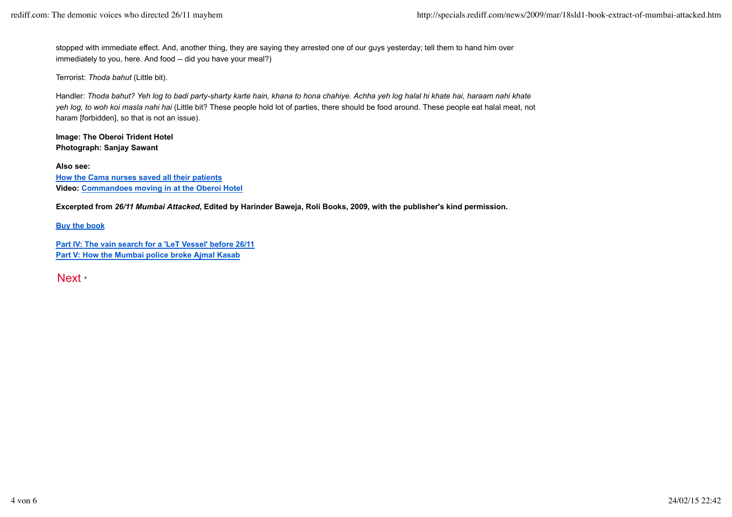stopped with immediate effect. And, another thing, they are saying they arrested one of our guys yesterday; tell them to hand him over immediately to you, here. And food -- did you have your meal?)

Terrorist: *Thoda bahut* (Little bit).

Handler: *Thoda bahut? Yeh log to badi party-sharty karte hain, khana to hona chahiye. Achha yeh log halal hi khate hai, haraam nahi khate yeh log, to woh koi masla nahi hai* (Little bit? These people hold lot of parties, there should be food around. These people eat halal meat, not haram [forbidden], so that is not an issue).

**Image: The Oberoi Trident Hotel**
**Photograph: Sanjay Sawant**

**Also see:**
**How the Cama nurses saved all their patients**
**Video: Commandoes moving in at the Oberoi Hotel**

**Excerpted from *26/11 Mumbai Attacked*, Edited by Harinder Baweja, Roli Books, 2009, with the publisher's kind permission.**

**Buy the book**

**Part IV: The vain search for a 'LeT Vessel' before 26/11**
**Part V: How the Mumbai police broke Ajmal Kasab**

Next